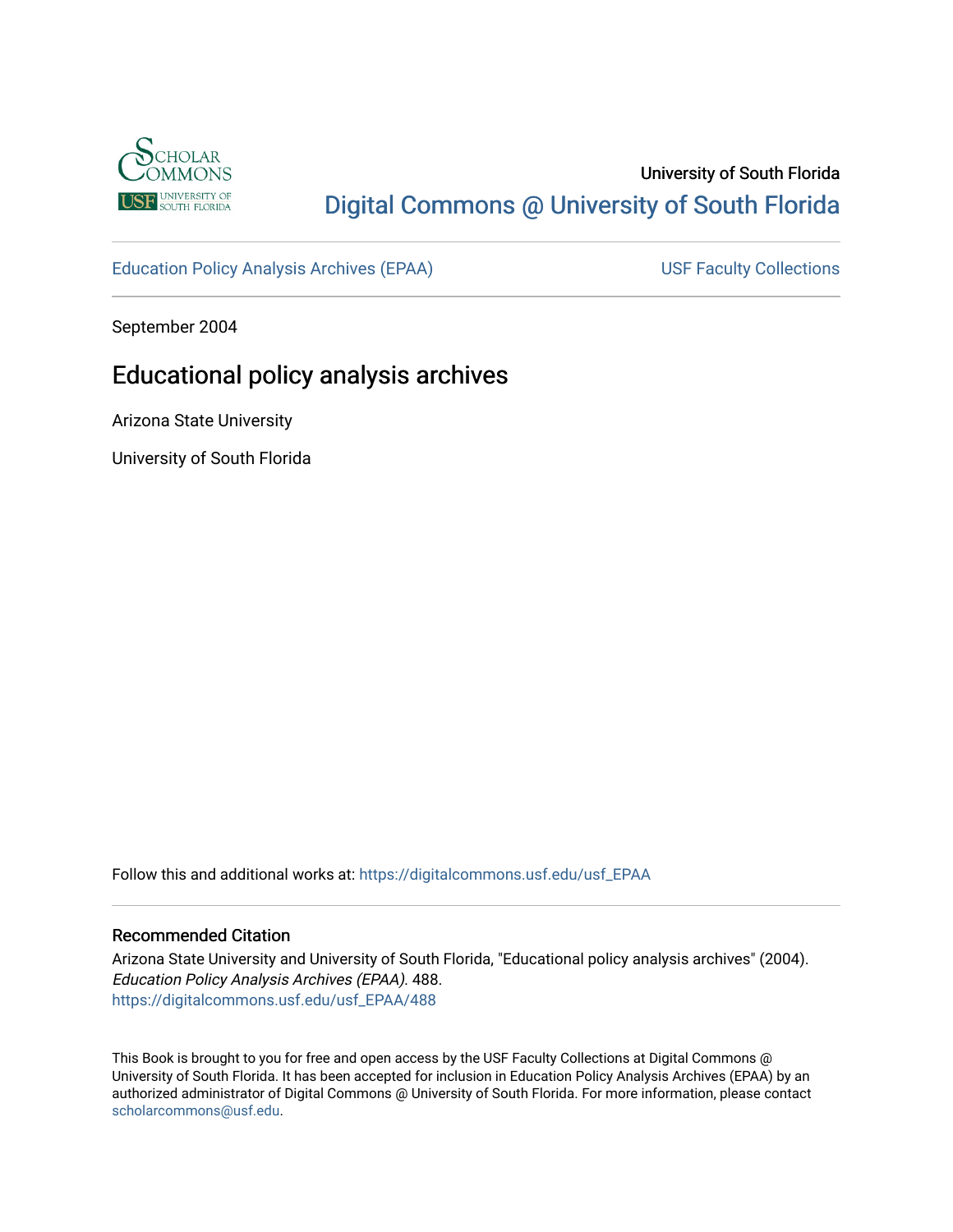University of South Florida

Digital Commons @ University of South Florida

Education Policy Analysis Archives (EPAA) | USF Faculty Collections

September 2004

# Educational policy analysis archives

Arizona State University

University of South Florida

Follow this and additional works at: https://digitalcommons.usf.edu/usf_EPAA

### Recommended Citation

Arizona State University and University of South Florida, "Educational policy analysis archives" (2004). *Education Policy Analysis Archives (EPAA)*. 488.
https://digitalcommons.usf.edu/usf_EPAA/488

This Book is brought to you for free and open access by the USF Faculty Collections at Digital Commons @ University of South Florida. It has been accepted for inclusion in Education Policy Analysis Archives (EPAA) by an authorized administrator of Digital Commons @ University of South Florida. For more information, please contact scholarcommons@usf.edu.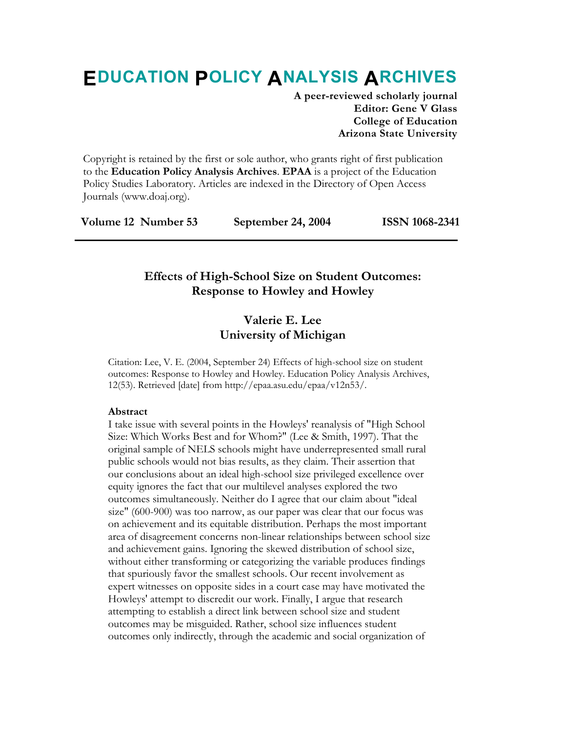# EDUCATION POLICY ANALYSIS ARCHIVES

**A peer-reviewed scholarly journal**
**Editor: Gene V Glass**
**College of Education**
**Arizona State University**

Copyright is retained by the first or sole author, who grants right of first publication to the **Education Policy Analysis Archives**. **EPAA** is a project of the Education Policy Studies Laboratory. Articles are indexed in the Directory of Open Access Journals (www.doaj.org).

**Volume 12 Number 53 September 24, 2004 ISSN 1068-2341**

---

## Effects of High-School Size on Student Outcomes: Response to Howley and Howley

### Valerie E. Lee
### University of Michigan

Citation: Lee, V. E. (2004, September 24) Effects of high-school size on student outcomes: Response to Howley and Howley. Education Policy Analysis Archives, 12(53). Retrieved [date] from http://epaa.asu.edu/epaa/v12n53/.

**Abstract**
I take issue with several points in the Howleys' reanalysis of "High School Size: Which Works Best and for Whom?" (Lee & Smith, 1997). That the original sample of NELS schools might have underrepresented small rural public schools would not bias results, as they claim. Their assertion that our conclusions about an ideal high-school size privileged excellence over equity ignores the fact that our multilevel analyses explored the two outcomes simultaneously. Neither do I agree that our claim about "ideal size" (600-900) was too narrow, as our paper was clear that our focus was on achievement and its equitable distribution. Perhaps the most important area of disagreement concerns non-linear relationships between school size and achievement gains. Ignoring the skewed distribution of school size, without either transforming or categorizing the variable produces findings that spuriously favor the smallest schools. Our recent involvement as expert witnesses on opposite sides in a court case may have motivated the Howleys' attempt to discredit our work. Finally, I argue that research attempting to establish a direct link between school size and student outcomes may be misguided. Rather, school size influences student outcomes only indirectly, through the academic and social organization of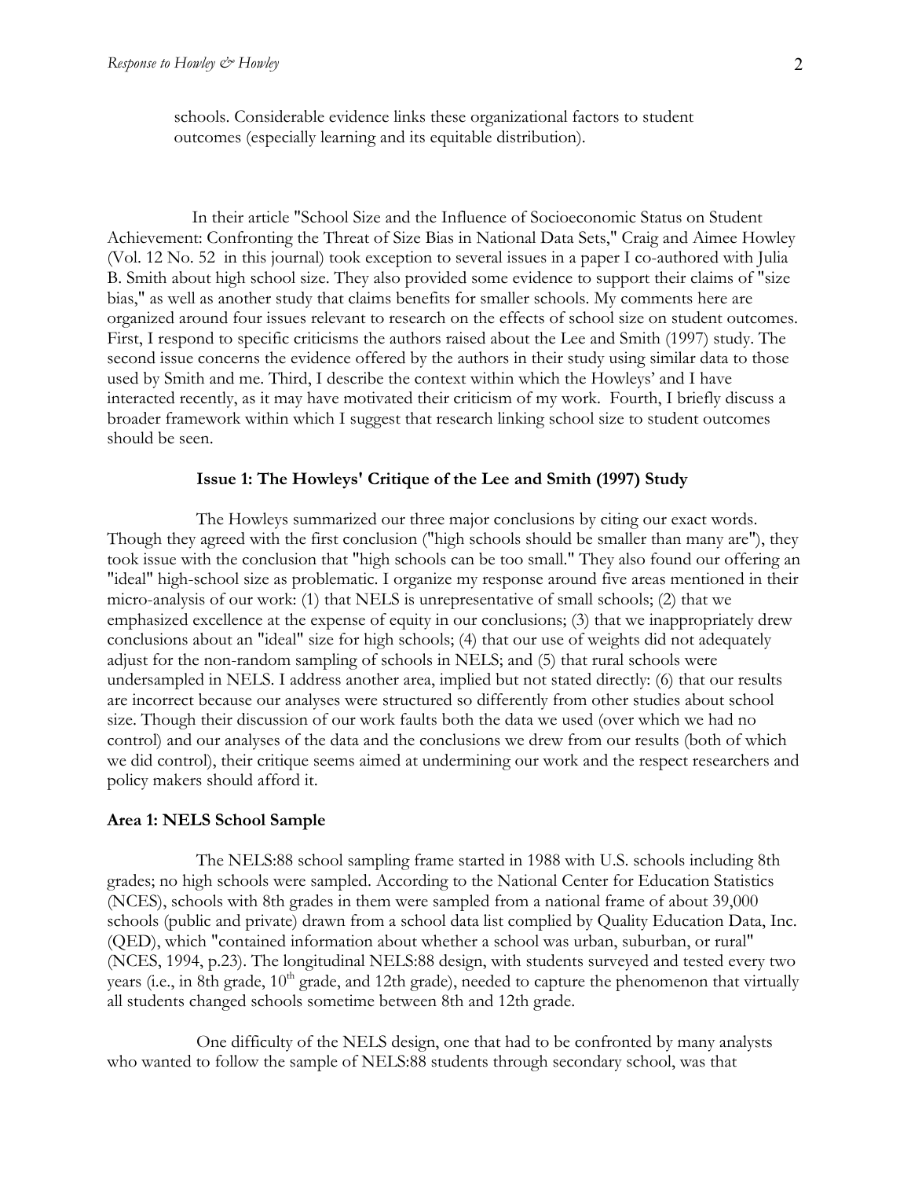schools. Considerable evidence links these organizational factors to student outcomes (especially learning and its equitable distribution).

In their article "School Size and the Influence of Socioeconomic Status on Student Achievement: Confronting the Threat of Size Bias in National Data Sets," Craig and Aimee Howley (Vol. 12 No. 52 in this journal) took exception to several issues in a paper I co-authored with Julia B. Smith about high school size. They also provided some evidence to support their claims of "size bias," as well as another study that claims benefits for smaller schools. My comments here are organized around four issues relevant to research on the effects of school size on student outcomes. First, I respond to specific criticisms the authors raised about the Lee and Smith (1997) study. The second issue concerns the evidence offered by the authors in their study using similar data to those used by Smith and me. Third, I describe the context within which the Howleys' and I have interacted recently, as it may have motivated their criticism of my work. Fourth, I briefly discuss a broader framework within which I suggest that research linking school size to student outcomes should be seen.

## Issue 1: The Howleys' Critique of the Lee and Smith (1997) Study

The Howleys summarized our three major conclusions by citing our exact words. Though they agreed with the first conclusion ("high schools should be smaller than many are"), they took issue with the conclusion that "high schools can be too small." They also found our offering an "ideal" high-school size as problematic. I organize my response around five areas mentioned in their micro-analysis of our work: (1) that NELS is unrepresentative of small schools; (2) that we emphasized excellence at the expense of equity in our conclusions; (3) that we inappropriately drew conclusions about an "ideal" size for high schools; (4) that our use of weights did not adequately adjust for the non-random sampling of schools in NELS; and (5) that rural schools were undersampled in NELS. I address another area, implied but not stated directly: (6) that our results are incorrect because our analyses were structured so differently from other studies about school size. Though their discussion of our work faults both the data we used (over which we had no control) and our analyses of the data and the conclusions we drew from our results (both of which we did control), their critique seems aimed at undermining our work and the respect researchers and policy makers should afford it.

### Area 1: NELS School Sample

The NELS:88 school sampling frame started in 1988 with U.S. schools including 8th grades; no high schools were sampled. According to the National Center for Education Statistics (NCES), schools with 8th grades in them were sampled from a national frame of about 39,000 schools (public and private) drawn from a school data list complied by Quality Education Data, Inc. (QED), which "contained information about whether a school was urban, suburban, or rural" (NCES, 1994, p.23). The longitudinal NELS:88 design, with students surveyed and tested every two years (i.e., in 8th grade, 10th grade, and 12th grade), needed to capture the phenomenon that virtually all students changed schools sometime between 8th and 12th grade.

One difficulty of the NELS design, one that had to be confronted by many analysts who wanted to follow the sample of NELS:88 students through secondary school, was that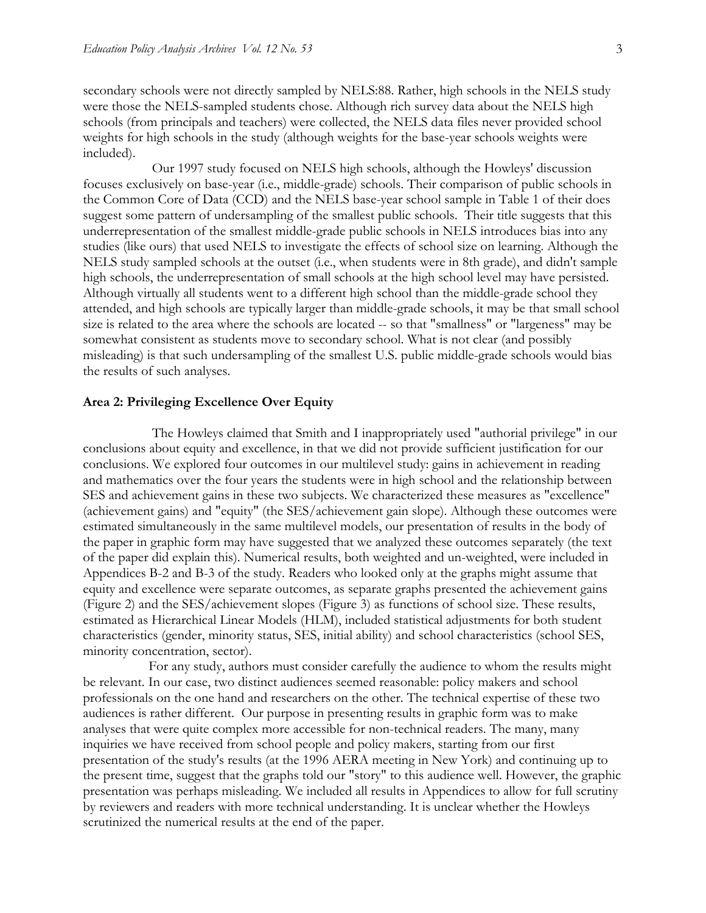secondary schools were not directly sampled by NELS:88. Rather, high schools in the NELS study were those the NELS-sampled students chose. Although rich survey data about the NELS high schools (from principals and teachers) were collected, the NELS data files never provided school weights for high schools in the study (although weights for the base-year schools weights were included).

Our 1997 study focused on NELS high schools, although the Howleys' discussion focuses exclusively on base-year (i.e., middle-grade) schools. Their comparison of public schools in the Common Core of Data (CCD) and the NELS base-year school sample in Table 1 of their does suggest some pattern of undersampling of the smallest public schools. Their title suggests that this underrepresentation of the smallest middle-grade public schools in NELS introduces bias into any studies (like ours) that used NELS to investigate the effects of school size on learning. Although the NELS study sampled schools at the outset (i.e., when students were in 8th grade), and didn't sample high schools, the underrepresentation of small schools at the high school level may have persisted. Although virtually all students went to a different high school than the middle-grade school they attended, and high schools are typically larger than middle-grade schools, it may be that small school size is related to the area where the schools are located -- so that "smallness" or "largeness" may be somewhat consistent as students move to secondary school. What is not clear (and possibly misleading) is that such undersampling of the smallest U.S. public middle-grade schools would bias the results of such analyses.

### Area 2: Privileging Excellence Over Equity

The Howleys claimed that Smith and I inappropriately used "authorial privilege" in our conclusions about equity and excellence, in that we did not provide sufficient justification for our conclusions. We explored four outcomes in our multilevel study: gains in achievement in reading and mathematics over the four years the students were in high school and the relationship between SES and achievement gains in these two subjects. We characterized these measures as "excellence" (achievement gains) and "equity" (the SES/achievement gain slope). Although these outcomes were estimated simultaneously in the same multilevel models, our presentation of results in the body of the paper in graphic form may have suggested that we analyzed these outcomes separately (the text of the paper did explain this). Numerical results, both weighted and un-weighted, were included in Appendices B-2 and B-3 of the study. Readers who looked only at the graphs might assume that equity and excellence were separate outcomes, as separate graphs presented the achievement gains (Figure 2) and the SES/achievement slopes (Figure 3) as functions of school size. These results, estimated as Hierarchical Linear Models (HLM), included statistical adjustments for both student characteristics (gender, minority status, SES, initial ability) and school characteristics (school SES, minority concentration, sector).

For any study, authors must consider carefully the audience to whom the results might be relevant. In our case, two distinct audiences seemed reasonable: policy makers and school professionals on the one hand and researchers on the other. The technical expertise of these two audiences is rather different. Our purpose in presenting results in graphic form was to make analyses that were quite complex more accessible for non-technical readers. The many, many inquiries we have received from school people and policy makers, starting from our first presentation of the study's results (at the 1996 AERA meeting in New York) and continuing up to the present time, suggest that the graphs told our "story" to this audience well. However, the graphic presentation was perhaps misleading. We included all results in Appendices to allow for full scrutiny by reviewers and readers with more technical understanding. It is unclear whether the Howleys scrutinized the numerical results at the end of the paper.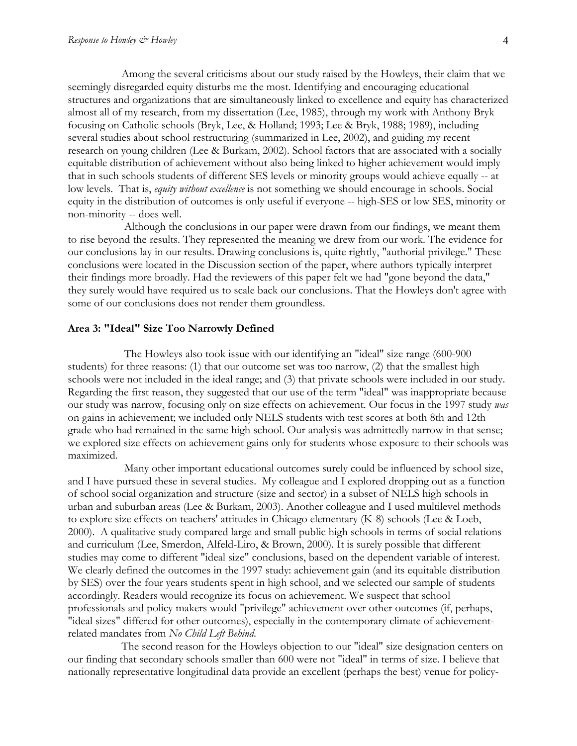Among the several criticisms about our study raised by the Howleys, their claim that we seemingly disregarded equity disturbs me the most. Identifying and encouraging educational structures and organizations that are simultaneously linked to excellence and equity has characterized almost all of my research, from my dissertation (Lee, 1985), through my work with Anthony Bryk focusing on Catholic schools (Bryk, Lee, & Holland; 1993; Lee & Bryk, 1988; 1989), including several studies about school restructuring (summarized in Lee, 2002), and guiding my recent research on young children (Lee & Burkam, 2002). School factors that are associated with a socially equitable distribution of achievement without also being linked to higher achievement would imply that in such schools students of different SES levels or minority groups would achieve equally -- at low levels. That is, *equity without excellence* is not something we should encourage in schools. Social equity in the distribution of outcomes is only useful if everyone -- high-SES or low SES, minority or non-minority -- does well.

Although the conclusions in our paper were drawn from our findings, we meant them to rise beyond the results. They represented the meaning we drew from our work. The evidence for our conclusions lay in our results. Drawing conclusions is, quite rightly, "authorial privilege." These conclusions were located in the Discussion section of the paper, where authors typically interpret their findings more broadly. Had the reviewers of this paper felt we had "gone beyond the data," they surely would have required us to scale back our conclusions. That the Howleys don't agree with some of our conclusions does not render them groundless.

### Area 3: "Ideal" Size Too Narrowly Defined

The Howleys also took issue with our identifying an "ideal" size range (600-900 students) for three reasons: (1) that our outcome set was too narrow, (2) that the smallest high schools were not included in the ideal range; and (3) that private schools were included in our study. Regarding the first reason, they suggested that our use of the term "ideal" was inappropriate because our study was narrow, focusing only on size effects on achievement. Our focus in the 1997 study *was* on gains in achievement; we included only NELS students with test scores at both 8th and 12th grade who had remained in the same high school. Our analysis was admittedly narrow in that sense; we explored size effects on achievement gains only for students whose exposure to their schools was maximized.

Many other important educational outcomes surely could be influenced by school size, and I have pursued these in several studies. My colleague and I explored dropping out as a function of school social organization and structure (size and sector) in a subset of NELS high schools in urban and suburban areas (Lee & Burkam, 2003). Another colleague and I used multilevel methods to explore size effects on teachers' attitudes in Chicago elementary (K-8) schools (Lee & Loeb, 2000). A qualitative study compared large and small public high schools in terms of social relations and curriculum (Lee, Smerdon, Alfeld-Liro, & Brown, 2000). It is surely possible that different studies may come to different "ideal size" conclusions, based on the dependent variable of interest. We clearly defined the outcomes in the 1997 study: achievement gain (and its equitable distribution by SES) over the four years students spent in high school, and we selected our sample of students accordingly. Readers would recognize its focus on achievement. We suspect that school professionals and policy makers would "privilege" achievement over other outcomes (if, perhaps, "ideal sizes" differed for other outcomes), especially in the contemporary climate of achievement-related mandates from *No Child Left Behind*.

The second reason for the Howleys objection to our "ideal" size designation centers on our finding that secondary schools smaller than 600 were not "ideal" in terms of size. I believe that nationally representative longitudinal data provide an excellent (perhaps the best) venue for policy-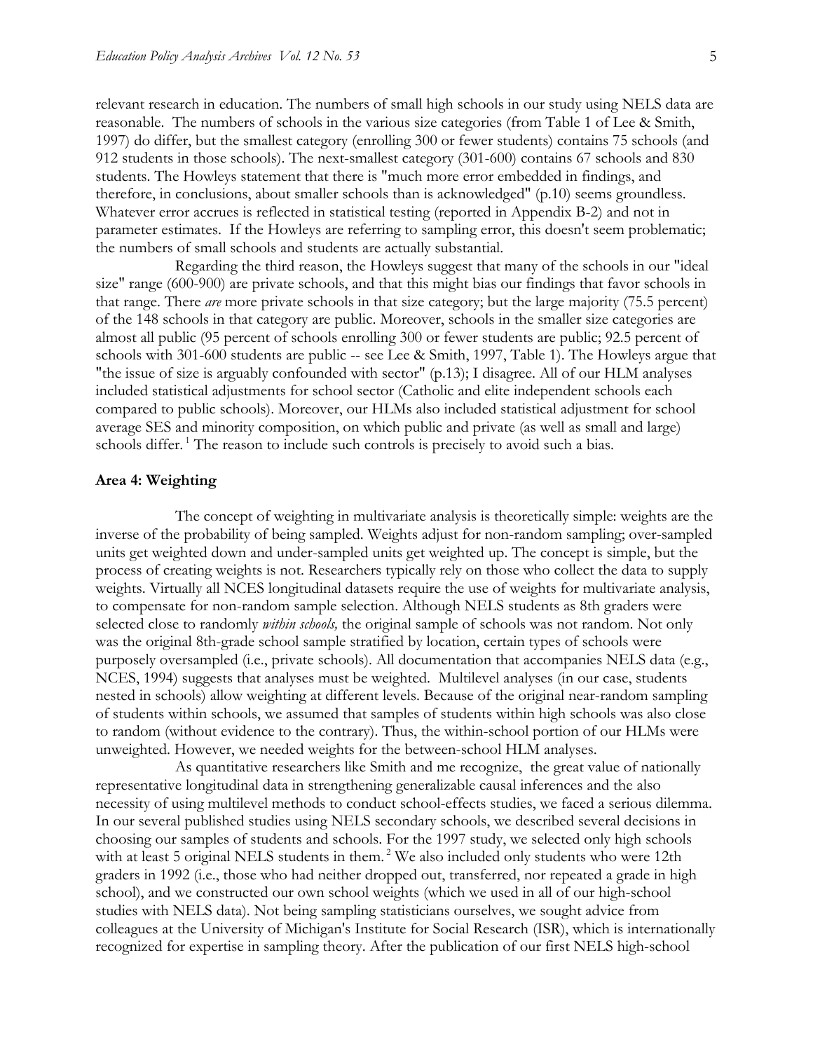relevant research in education. The numbers of small high schools in our study using NELS data are reasonable. The numbers of schools in the various size categories (from Table 1 of Lee & Smith, 1997) do differ, but the smallest category (enrolling 300 or fewer students) contains 75 schools (and 912 students in those schools). The next-smallest category (301-600) contains 67 schools and 830 students. The Howleys statement that there is "much more error embedded in findings, and therefore, in conclusions, about smaller schools than is acknowledged" (p.10) seems groundless. Whatever error accrues is reflected in statistical testing (reported in Appendix B-2) and not in parameter estimates. If the Howleys are referring to sampling error, this doesn't seem problematic; the numbers of small schools and students are actually substantial.

Regarding the third reason, the Howleys suggest that many of the schools in our "ideal size" range (600-900) are private schools, and that this might bias our findings that favor schools in that range. There *are* more private schools in that size category; but the large majority (75.5 percent) of the 148 schools in that category are public. Moreover, schools in the smaller size categories are almost all public (95 percent of schools enrolling 300 or fewer students are public; 92.5 percent of schools with 301-600 students are public -- see Lee & Smith, 1997, Table 1). The Howleys argue that "the issue of size is arguably confounded with sector" (p.13); I disagree. All of our HLM analyses included statistical adjustments for school sector (Catholic and elite independent schools each compared to public schools). Moreover, our HLMs also included statistical adjustment for school average SES and minority composition, on which public and private (as well as small and large) schools differ.[1] The reason to include such controls is precisely to avoid such a bias.

**Area 4: Weighting**

The concept of weighting in multivariate analysis is theoretically simple: weights are the inverse of the probability of being sampled. Weights adjust for non-random sampling; over-sampled units get weighted down and under-sampled units get weighted up. The concept is simple, but the process of creating weights is not. Researchers typically rely on those who collect the data to supply weights. Virtually all NCES longitudinal datasets require the use of weights for multivariate analysis, to compensate for non-random sample selection. Although NELS students as 8th graders were selected close to randomly *within schools,* the original sample of schools was not random. Not only was the original 8th-grade school sample stratified by location, certain types of schools were purposely oversampled (i.e., private schools). All documentation that accompanies NELS data (e.g., NCES, 1994) suggests that analyses must be weighted. Multilevel analyses (in our case, students nested in schools) allow weighting at different levels. Because of the original near-random sampling of students within schools, we assumed that samples of students within high schools was also close to random (without evidence to the contrary). Thus, the within-school portion of our HLMs were unweighted. However, we needed weights for the between-school HLM analyses.

As quantitative researchers like Smith and me recognize, the great value of nationally representative longitudinal data in strengthening generalizable causal inferences and the also necessity of using multilevel methods to conduct school-effects studies, we faced a serious dilemma. In our several published studies using NELS secondary schools, we described several decisions in choosing our samples of students and schools. For the 1997 study, we selected only high schools with at least 5 original NELS students in them.[2] We also included only students who were 12th graders in 1992 (i.e., those who had neither dropped out, transferred, nor repeated a grade in high school), and we constructed our own school weights (which we used in all of our high-school studies with NELS data). Not being sampling statisticians ourselves, we sought advice from colleagues at the University of Michigan's Institute for Social Research (ISR), which is internationally recognized for expertise in sampling theory. After the publication of our first NELS high-school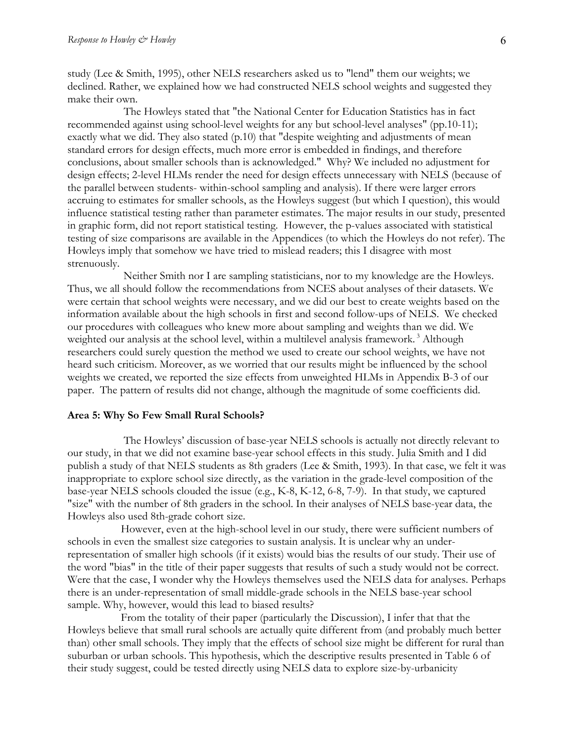study (Lee & Smith, 1995), other NELS researchers asked us to "lend" them our weights; we declined. Rather, we explained how we had constructed NELS school weights and suggested they make their own.

The Howleys stated that "the National Center for Education Statistics has in fact recommended against using school-level weights for any but school-level analyses" (pp.10-11); exactly what we did. They also stated (p.10) that "despite weighting and adjustments of mean standard errors for design effects, much more error is embedded in findings, and therefore conclusions, about smaller schools than is acknowledged." Why? We included no adjustment for design effects; 2-level HLMs render the need for design effects unnecessary with NELS (because of the parallel between students- within-school sampling and analysis). If there were larger errors accruing to estimates for smaller schools, as the Howleys suggest (but which I question), this would influence statistical testing rather than parameter estimates. The major results in our study, presented in graphic form, did not report statistical testing. However, the p-values associated with statistical testing of size comparisons are available in the Appendices (to which the Howleys do not refer). The Howleys imply that somehow we have tried to mislead readers; this I disagree with most strenuously.

Neither Smith nor I are sampling statisticians, nor to my knowledge are the Howleys. Thus, we all should follow the recommendations from NCES about analyses of their datasets. We were certain that school weights were necessary, and we did our best to create weights based on the information available about the high schools in first and second follow-ups of NELS. We checked our procedures with colleagues who knew more about sampling and weights than we did. We weighted our analysis at the school level, within a multilevel analysis framework. [3] Although researchers could surely question the method we used to create our school weights, we have not heard such criticism. Moreover, as we worried that our results might be influenced by the school weights we created, we reported the size effects from unweighted HLMs in Appendix B-3 of our paper. The pattern of results did not change, although the magnitude of some coefficients did.

**Area 5: Why So Few Small Rural Schools?**

The Howleys' discussion of base-year NELS schools is actually not directly relevant to our study, in that we did not examine base-year school effects in this study. Julia Smith and I did publish a study of that NELS students as 8th graders (Lee & Smith, 1993). In that case, we felt it was inappropriate to explore school size directly, as the variation in the grade-level composition of the base-year NELS schools clouded the issue (e.g., K-8, K-12, 6-8, 7-9). In that study, we captured "size" with the number of 8th graders in the school. In their analyses of NELS base-year data, the Howleys also used 8th-grade cohort size.

However, even at the high-school level in our study, there were sufficient numbers of schools in even the smallest size categories to sustain analysis. It is unclear why an under-representation of smaller high schools (if it exists) would bias the results of our study. Their use of the word "bias" in the title of their paper suggests that results of such a study would not be correct. Were that the case, I wonder why the Howleys themselves used the NELS data for analyses. Perhaps there is an under-representation of small middle-grade schools in the NELS base-year school sample. Why, however, would this lead to biased results?

From the totality of their paper (particularly the Discussion), I infer that that the Howleys believe that small rural schools are actually quite different from (and probably much better than) other small schools. They imply that the effects of school size might be different for rural than suburban or urban schools. This hypothesis, which the descriptive results presented in Table 6 of their study suggest, could be tested directly using NELS data to explore size-by-urbanicity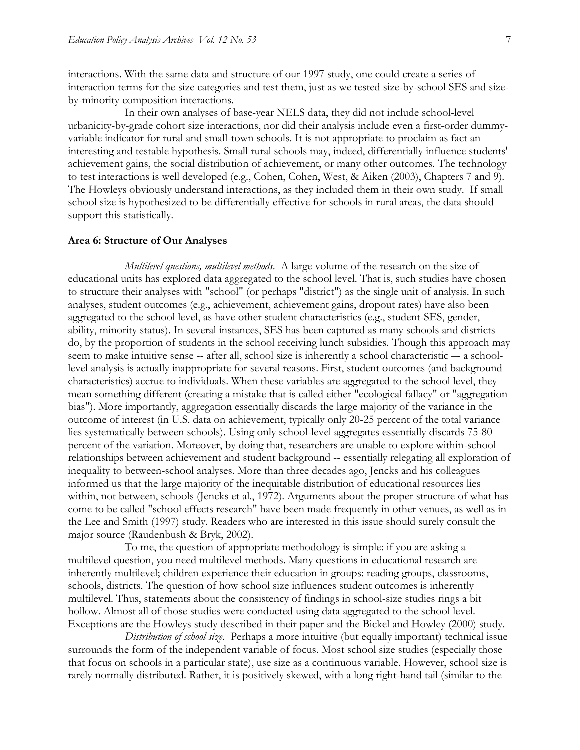interactions. With the same data and structure of our 1997 study, one could create a series of interaction terms for the size categories and test them, just as we tested size-by-school SES and size-by-minority composition interactions.

In their own analyses of base-year NELS data, they did not include school-level urbanicity-by-grade cohort size interactions, nor did their analysis include even a first-order dummy-variable indicator for rural and small-town schools. It is not appropriate to proclaim as fact an interesting and testable hypothesis. Small rural schools may, indeed, differentially influence students' achievement gains, the social distribution of achievement, or many other outcomes. The technology to test interactions is well developed (e.g., Cohen, Cohen, West, & Aiken (2003), Chapters 7 and 9). The Howleys obviously understand interactions, as they included them in their own study. If small school size is hypothesized to be differentially effective for schools in rural areas, the data should support this statistically.

**Area 6: Structure of Our Analyses**

*Multilevel questions, multilevel methods.* A large volume of the research on the size of educational units has explored data aggregated to the school level. That is, such studies have chosen to structure their analyses with "school" (or perhaps "district") as the single unit of analysis. In such analyses, student outcomes (e.g., achievement, achievement gains, dropout rates) have also been aggregated to the school level, as have other student characteristics (e.g., student-SES, gender, ability, minority status). In several instances, SES has been captured as many schools and districts do, by the proportion of students in the school receiving lunch subsidies. Though this approach may seem to make intuitive sense -- after all, school size is inherently a school characteristic –- a school-level analysis is actually inappropriate for several reasons. First, student outcomes (and background characteristics) accrue to individuals. When these variables are aggregated to the school level, they mean something different (creating a mistake that is called either "ecological fallacy" or "aggregation bias"). More importantly, aggregation essentially discards the large majority of the variance in the outcome of interest (in U.S. data on achievement, typically only 20-25 percent of the total variance lies systematically between schools). Using only school-level aggregates essentially discards 75-80 percent of the variation. Moreover, by doing that, researchers are unable to explore within-school relationships between achievement and student background -- essentially relegating all exploration of inequality to between-school analyses. More than three decades ago, Jencks and his colleagues informed us that the large majority of the inequitable distribution of educational resources lies within, not between, schools (Jencks et al., 1972). Arguments about the proper structure of what has come to be called "school effects research" have been made frequently in other venues, as well as in the Lee and Smith (1997) study. Readers who are interested in this issue should surely consult the major source (Raudenbush & Bryk, 2002).

To me, the question of appropriate methodology is simple: if you are asking a multilevel question, you need multilevel methods. Many questions in educational research are inherently multilevel; children experience their education in groups: reading groups, classrooms, schools, districts. The question of how school size influences student outcomes is inherently multilevel. Thus, statements about the consistency of findings in school-size studies rings a bit hollow. Almost all of those studies were conducted using data aggregated to the school level. Exceptions are the Howleys study described in their paper and the Bickel and Howley (2000) study.

*Distribution of school size.* Perhaps a more intuitive (but equally important) technical issue surrounds the form of the independent variable of focus. Most school size studies (especially those that focus on schools in a particular state), use size as a continuous variable. However, school size is rarely normally distributed. Rather, it is positively skewed, with a long right-hand tail (similar to the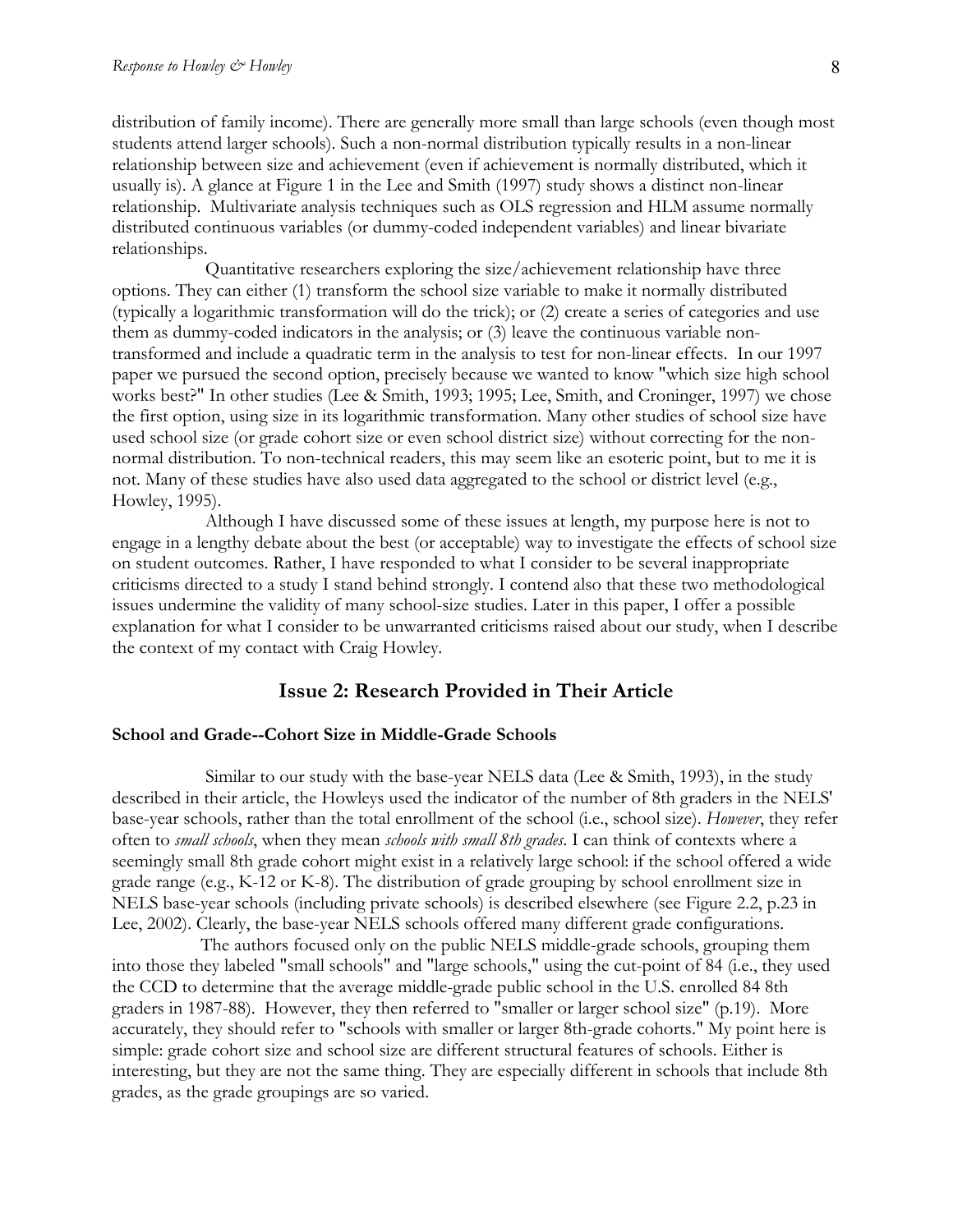distribution of family income). There are generally more small than large schools (even though most students attend larger schools). Such a non-normal distribution typically results in a non-linear relationship between size and achievement (even if achievement is normally distributed, which it usually is). A glance at Figure 1 in the Lee and Smith (1997) study shows a distinct non-linear relationship. Multivariate analysis techniques such as OLS regression and HLM assume normally distributed continuous variables (or dummy-coded independent variables) and linear bivariate relationships.

Quantitative researchers exploring the size/achievement relationship have three options. They can either (1) transform the school size variable to make it normally distributed (typically a logarithmic transformation will do the trick); or (2) create a series of categories and use them as dummy-coded indicators in the analysis; or (3) leave the continuous variable non-transformed and include a quadratic term in the analysis to test for non-linear effects. In our 1997 paper we pursued the second option, precisely because we wanted to know "which size high school works best?" In other studies (Lee & Smith, 1993; 1995; Lee, Smith, and Croninger, 1997) we chose the first option, using size in its logarithmic transformation. Many other studies of school size have used school size (or grade cohort size or even school district size) without correcting for the non-normal distribution. To non-technical readers, this may seem like an esoteric point, but to me it is not. Many of these studies have also used data aggregated to the school or district level (e.g., Howley, 1995).

Although I have discussed some of these issues at length, my purpose here is not to engage in a lengthy debate about the best (or acceptable) way to investigate the effects of school size on student outcomes. Rather, I have responded to what I consider to be several inappropriate criticisms directed to a study I stand behind strongly. I contend also that these two methodological issues undermine the validity of many school-size studies. Later in this paper, I offer a possible explanation for what I consider to be unwarranted criticisms raised about our study, when I describe the context of my contact with Craig Howley.

## Issue 2: Research Provided in Their Article

### School and Grade--Cohort Size in Middle-Grade Schools

Similar to our study with the base-year NELS data (Lee & Smith, 1993), in the study described in their article, the Howleys used the indicator of the number of 8th graders in the NELS' base-year schools, rather than the total enrollment of the school (i.e., school size). *However*, they refer often to *small schools*, when they mean *schools with small 8th grades*. I can think of contexts where a seemingly small 8th grade cohort might exist in a relatively large school: if the school offered a wide grade range (e.g., K-12 or K-8). The distribution of grade grouping by school enrollment size in NELS base-year schools (including private schools) is described elsewhere (see Figure 2.2, p.23 in Lee, 2002). Clearly, the base-year NELS schools offered many different grade configurations.

The authors focused only on the public NELS middle-grade schools, grouping them into those they labeled "small schools" and "large schools," using the cut-point of 84 (i.e., they used the CCD to determine that the average middle-grade public school in the U.S. enrolled 84 8th graders in 1987-88). However, they then referred to "smaller or larger school size" (p.19). More accurately, they should refer to "schools with smaller or larger 8th-grade cohorts." My point here is simple: grade cohort size and school size are different structural features of schools. Either is interesting, but they are not the same thing. They are especially different in schools that include 8th grades, as the grade groupings are so varied.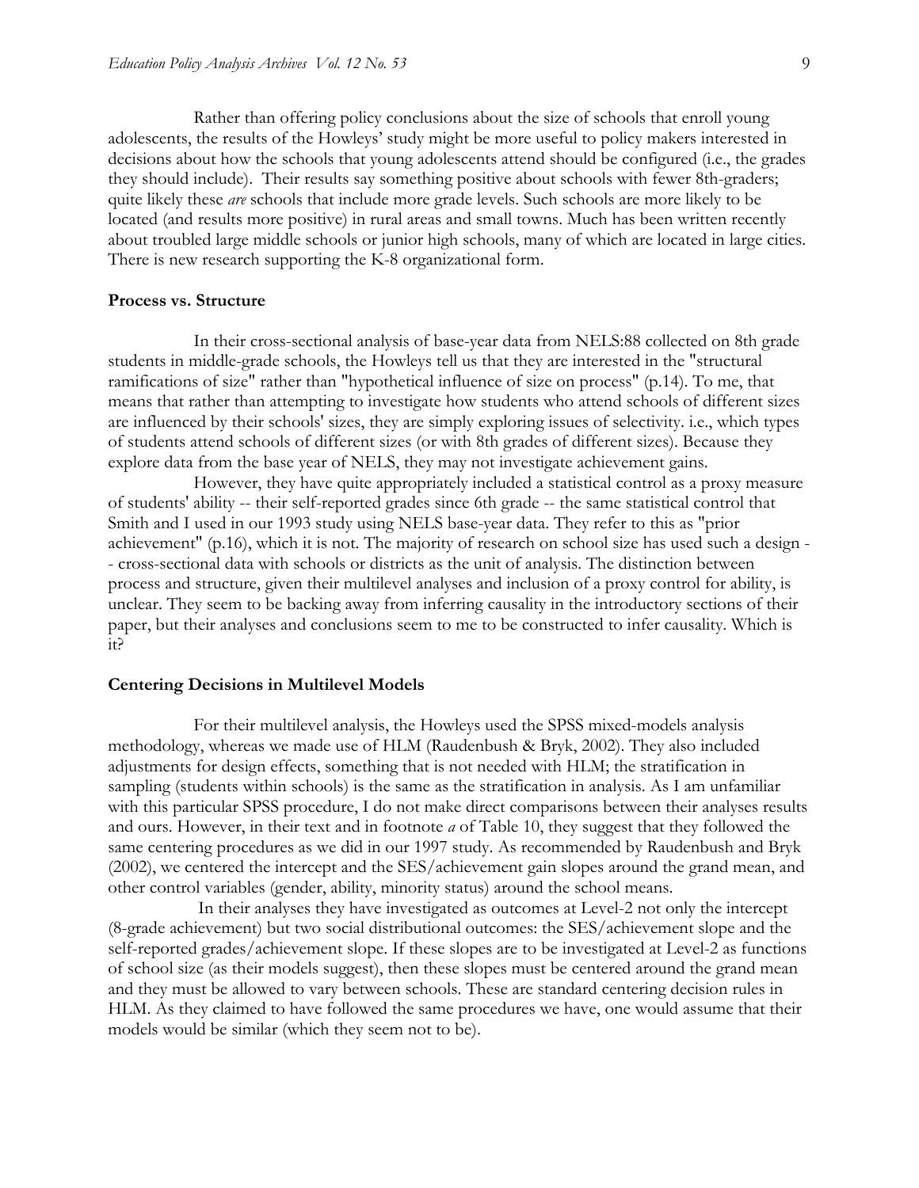Rather than offering policy conclusions about the size of schools that enroll young adolescents, the results of the Howleys' study might be more useful to policy makers interested in decisions about how the schools that young adolescents attend should be configured (i.e., the grades they should include). Their results say something positive about schools with fewer 8th-graders; quite likely these *are* schools that include more grade levels. Such schools are more likely to be located (and results more positive) in rural areas and small towns. Much has been written recently about troubled large middle schools or junior high schools, many of which are located in large cities. There is new research supporting the K-8 organizational form.

### Process vs. Structure

In their cross-sectional analysis of base-year data from NELS:88 collected on 8th grade students in middle-grade schools, the Howleys tell us that they are interested in the "structural ramifications of size" rather than "hypothetical influence of size on process" (p.14). To me, that means that rather than attempting to investigate how students who attend schools of different sizes are influenced by their schools' sizes, they are simply exploring issues of selectivity. i.e., which types of students attend schools of different sizes (or with 8th grades of different sizes). Because they explore data from the base year of NELS, they may not investigate achievement gains.

However, they have quite appropriately included a statistical control as a proxy measure of students' ability -- their self-reported grades since 6th grade -- the same statistical control that Smith and I used in our 1993 study using NELS base-year data. They refer to this as "prior achievement" (p.16), which it is not. The majority of research on school size has used such a design -- cross-sectional data with schools or districts as the unit of analysis. The distinction between process and structure, given their multilevel analyses and inclusion of a proxy control for ability, is unclear. They seem to be backing away from inferring causality in the introductory sections of their paper, but their analyses and conclusions seem to me to be constructed to infer causality. Which is it?

### Centering Decisions in Multilevel Models

For their multilevel analysis, the Howleys used the SPSS mixed-models analysis methodology, whereas we made use of HLM (Raudenbush & Bryk, 2002). They also included adjustments for design effects, something that is not needed with HLM; the stratification in sampling (students within schools) is the same as the stratification in analysis. As I am unfamiliar with this particular SPSS procedure, I do not make direct comparisons between their analyses results and ours. However, in their text and in footnote *a* of Table 10, they suggest that they followed the same centering procedures as we did in our 1997 study. As recommended by Raudenbush and Bryk (2002), we centered the intercept and the SES/achievement gain slopes around the grand mean, and other control variables (gender, ability, minority status) around the school means.

In their analyses they have investigated as outcomes at Level-2 not only the intercept (8-grade achievement) but two social distributional outcomes: the SES/achievement slope and the self-reported grades/achievement slope. If these slopes are to be investigated at Level-2 as functions of school size (as their models suggest), then these slopes must be centered around the grand mean and they must be allowed to vary between schools. These are standard centering decision rules in HLM. As they claimed to have followed the same procedures we have, one would assume that their models would be similar (which they seem not to be).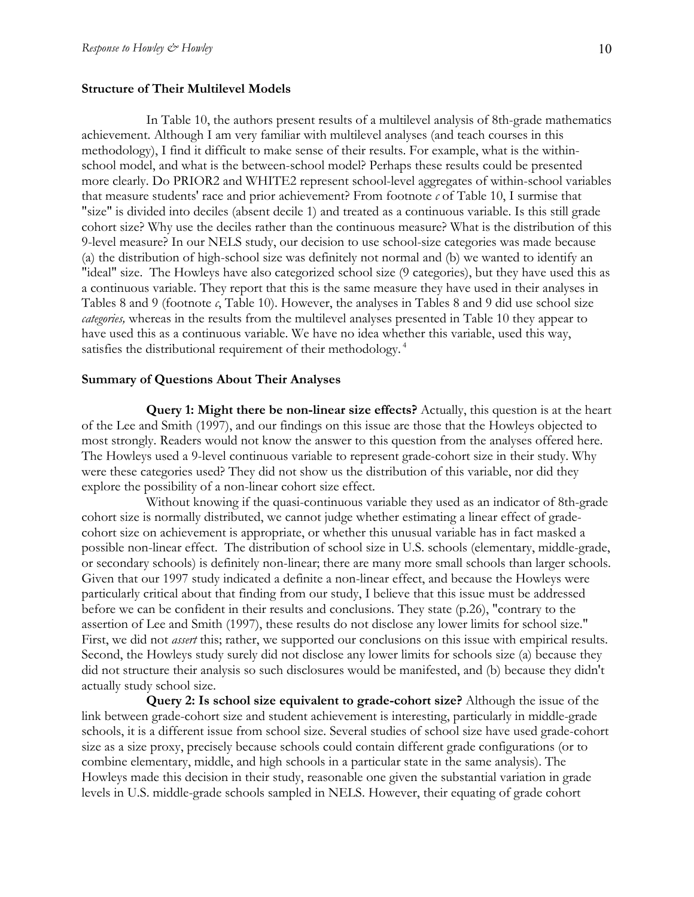### Structure of Their Multilevel Models

In Table 10, the authors present results of a multilevel analysis of 8th-grade mathematics achievement. Although I am very familiar with multilevel analyses (and teach courses in this methodology), I find it difficult to make sense of their results. For example, what is the within-school model, and what is the between-school model? Perhaps these results could be presented more clearly. Do PRIOR2 and WHITE2 represent school-level aggregates of within-school variables that measure students' race and prior achievement? From footnote *c* of Table 10, I surmise that "size" is divided into deciles (absent decile 1) and treated as a continuous variable. Is this still grade cohort size? Why use the deciles rather than the continuous measure? What is the distribution of this 9-level measure? In our NELS study, our decision to use school-size categories was made because (a) the distribution of high-school size was definitely not normal and (b) we wanted to identify an "ideal" size. The Howleys have also categorized school size (9 categories), but they have used this as a continuous variable. They report that this is the same measure they have used in their analyses in Tables 8 and 9 (footnote *c*, Table 10). However, the analyses in Tables 8 and 9 did use school size *categories,* whereas in the results from the multilevel analyses presented in Table 10 they appear to have used this as a continuous variable. We have no idea whether this variable, used this way, satisfies the distributional requirement of their methodology.[4]

### Summary of Questions About Their Analyses

**Query 1: Might there be non-linear size effects?** Actually, this question is at the heart of the Lee and Smith (1997), and our findings on this issue are those that the Howleys objected to most strongly. Readers would not know the answer to this question from the analyses offered here. The Howleys used a 9-level continuous variable to represent grade-cohort size in their study. Why were these categories used? They did not show us the distribution of this variable, nor did they explore the possibility of a non-linear cohort size effect.

Without knowing if the quasi-continuous variable they used as an indicator of 8th-grade cohort size is normally distributed, we cannot judge whether estimating a linear effect of grade-cohort size on achievement is appropriate, or whether this unusual variable has in fact masked a possible non-linear effect. The distribution of school size in U.S. schools (elementary, middle-grade, or secondary schools) is definitely non-linear; there are many more small schools than larger schools. Given that our 1997 study indicated a definite a non-linear effect, and because the Howleys were particularly critical about that finding from our study, I believe that this issue must be addressed before we can be confident in their results and conclusions. They state (p.26), "contrary to the assertion of Lee and Smith (1997), these results do not disclose any lower limits for school size." First, we did not *assert* this; rather, we supported our conclusions on this issue with empirical results. Second, the Howleys study surely did not disclose any lower limits for schools size (a) because they did not structure their analysis so such disclosures would be manifested, and (b) because they didn't actually study school size.

**Query 2: Is school size equivalent to grade-cohort size?** Although the issue of the link between grade-cohort size and student achievement is interesting, particularly in middle-grade schools, it is a different issue from school size. Several studies of school size have used grade-cohort size as a size proxy, precisely because schools could contain different grade configurations (or to combine elementary, middle, and high schools in a particular state in the same analysis). The Howleys made this decision in their study, reasonable one given the substantial variation in grade levels in U.S. middle-grade schools sampled in NELS. However, their equating of grade cohort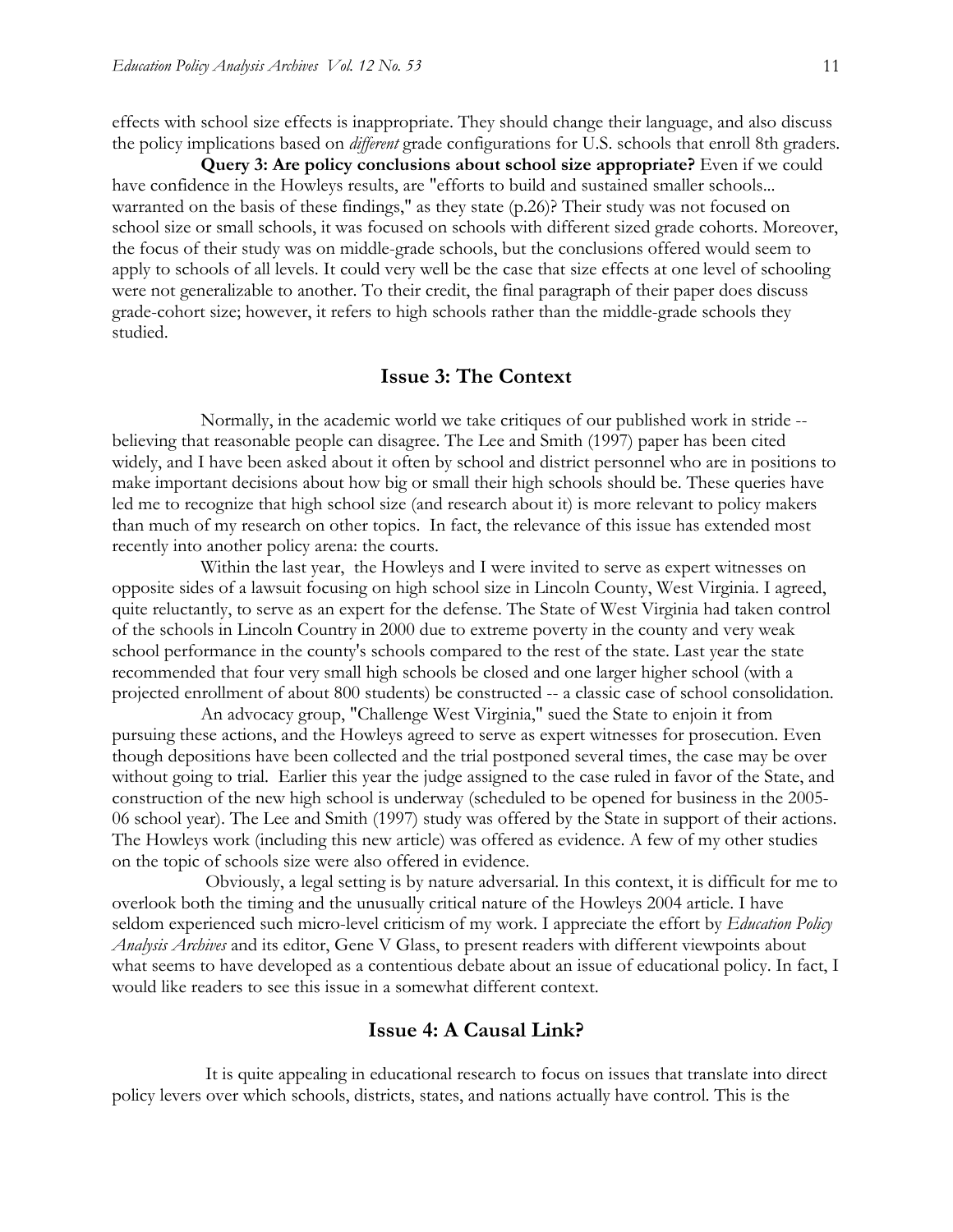effects with school size effects is inappropriate. They should change their language, and also discuss the policy implications based on *different* grade configurations for U.S. schools that enroll 8th graders.

**Query 3: Are policy conclusions about school size appropriate?** Even if we could have confidence in the Howleys results, are "efforts to build and sustained smaller schools... warranted on the basis of these findings," as they state (p.26)? Their study was not focused on school size or small schools, it was focused on schools with different sized grade cohorts. Moreover, the focus of their study was on middle-grade schools, but the conclusions offered would seem to apply to schools of all levels. It could very well be the case that size effects at one level of schooling were not generalizable to another. To their credit, the final paragraph of their paper does discuss grade-cohort size; however, it refers to high schools rather than the middle-grade schools they studied.

## Issue 3: The Context

Normally, in the academic world we take critiques of our published work in stride -- believing that reasonable people can disagree. The Lee and Smith (1997) paper has been cited widely, and I have been asked about it often by school and district personnel who are in positions to make important decisions about how big or small their high schools should be. These queries have led me to recognize that high school size (and research about it) is more relevant to policy makers than much of my research on other topics. In fact, the relevance of this issue has extended most recently into another policy arena: the courts.

Within the last year, the Howleys and I were invited to serve as expert witnesses on opposite sides of a lawsuit focusing on high school size in Lincoln County, West Virginia. I agreed, quite reluctantly, to serve as an expert for the defense. The State of West Virginia had taken control of the schools in Lincoln Country in 2000 due to extreme poverty in the county and very weak school performance in the county's schools compared to the rest of the state. Last year the state recommended that four very small high schools be closed and one larger higher school (with a projected enrollment of about 800 students) be constructed -- a classic case of school consolidation.

An advocacy group, "Challenge West Virginia," sued the State to enjoin it from pursuing these actions, and the Howleys agreed to serve as expert witnesses for prosecution. Even though depositions have been collected and the trial postponed several times, the case may be over without going to trial. Earlier this year the judge assigned to the case ruled in favor of the State, and construction of the new high school is underway (scheduled to be opened for business in the 2005-06 school year). The Lee and Smith (1997) study was offered by the State in support of their actions. The Howleys work (including this new article) was offered as evidence. A few of my other studies on the topic of schools size were also offered in evidence.

Obviously, a legal setting is by nature adversarial. In this context, it is difficult for me to overlook both the timing and the unusually critical nature of the Howleys 2004 article. I have seldom experienced such micro-level criticism of my work. I appreciate the effort by *Education Policy Analysis Archives* and its editor, Gene V Glass, to present readers with different viewpoints about what seems to have developed as a contentious debate about an issue of educational policy. In fact, I would like readers to see this issue in a somewhat different context.

## Issue 4: A Causal Link?

It is quite appealing in educational research to focus on issues that translate into direct policy levers over which schools, districts, states, and nations actually have control. This is the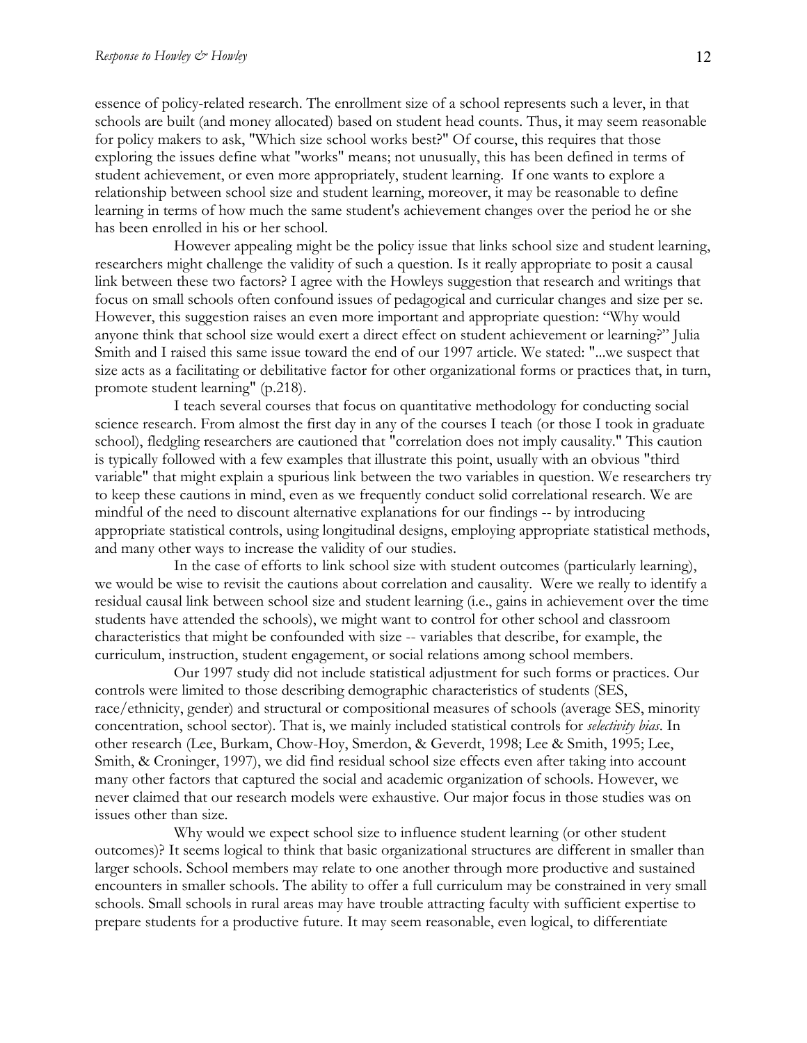essence of policy-related research. The enrollment size of a school represents such a lever, in that schools are built (and money allocated) based on student head counts. Thus, it may seem reasonable for policy makers to ask, "Which size school works best?" Of course, this requires that those exploring the issues define what "works" means; not unusually, this has been defined in terms of student achievement, or even more appropriately, student learning. If one wants to explore a relationship between school size and student learning, moreover, it may be reasonable to define learning in terms of how much the same student's achievement changes over the period he or she has been enrolled in his or her school.

However appealing might be the policy issue that links school size and student learning, researchers might challenge the validity of such a question. Is it really appropriate to posit a causal link between these two factors? I agree with the Howleys suggestion that research and writings that focus on small schools often confound issues of pedagogical and curricular changes and size per se. However, this suggestion raises an even more important and appropriate question: "Why would anyone think that school size would exert a direct effect on student achievement or learning?" Julia Smith and I raised this same issue toward the end of our 1997 article. We stated: "...we suspect that size acts as a facilitating or debilitative factor for other organizational forms or practices that, in turn, promote student learning" (p.218).

I teach several courses that focus on quantitative methodology for conducting social science research. From almost the first day in any of the courses I teach (or those I took in graduate school), fledgling researchers are cautioned that "correlation does not imply causality." This caution is typically followed with a few examples that illustrate this point, usually with an obvious "third variable" that might explain a spurious link between the two variables in question. We researchers try to keep these cautions in mind, even as we frequently conduct solid correlational research. We are mindful of the need to discount alternative explanations for our findings -- by introducing appropriate statistical controls, using longitudinal designs, employing appropriate statistical methods, and many other ways to increase the validity of our studies.

In the case of efforts to link school size with student outcomes (particularly learning), we would be wise to revisit the cautions about correlation and causality. Were we really to identify a residual causal link between school size and student learning (i.e., gains in achievement over the time students have attended the schools), we might want to control for other school and classroom characteristics that might be confounded with size -- variables that describe, for example, the curriculum, instruction, student engagement, or social relations among school members.

Our 1997 study did not include statistical adjustment for such forms or practices. Our controls were limited to those describing demographic characteristics of students (SES, race/ethnicity, gender) and structural or compositional measures of schools (average SES, minority concentration, school sector). That is, we mainly included statistical controls for *selectivity bias*. In other research (Lee, Burkam, Chow-Hoy, Smerdon, & Geverdt, 1998; Lee & Smith, 1995; Lee, Smith, & Croninger, 1997), we did find residual school size effects even after taking into account many other factors that captured the social and academic organization of schools. However, we never claimed that our research models were exhaustive. Our major focus in those studies was on issues other than size.

Why would we expect school size to influence student learning (or other student outcomes)? It seems logical to think that basic organizational structures are different in smaller than larger schools. School members may relate to one another through more productive and sustained encounters in smaller schools. The ability to offer a full curriculum may be constrained in very small schools. Small schools in rural areas may have trouble attracting faculty with sufficient expertise to prepare students for a productive future. It may seem reasonable, even logical, to differentiate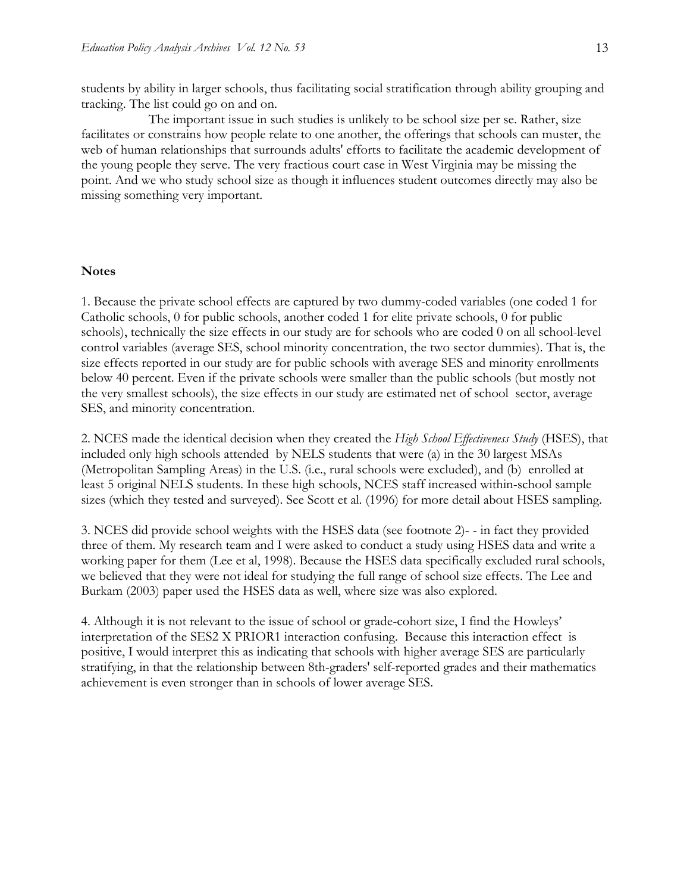students by ability in larger schools, thus facilitating social stratification through ability grouping and tracking. The list could go on and on.

The important issue in such studies is unlikely to be school size per se. Rather, size facilitates or constrains how people relate to one another, the offerings that schools can muster, the web of human relationships that surrounds adults' efforts to facilitate the academic development of the young people they serve. The very fractious court case in West Virginia may be missing the point. And we who study school size as though it influences student outcomes directly may also be missing something very important.

### Notes

1. Because the private school effects are captured by two dummy-coded variables (one coded 1 for Catholic schools, 0 for public schools, another coded 1 for elite private schools, 0 for public schools), technically the size effects in our study are for schools who are coded 0 on all school-level control variables (average SES, school minority concentration, the two sector dummies). That is, the size effects reported in our study are for public schools with average SES and minority enrollments below 40 percent. Even if the private schools were smaller than the public schools (but mostly not the very smallest schools), the size effects in our study are estimated net of school sector, average SES, and minority concentration.

2. NCES made the identical decision when they created the *High School Effectiveness Study* (HSES), that included only high schools attended by NELS students that were (a) in the 30 largest MSAs (Metropolitan Sampling Areas) in the U.S. (i.e., rural schools were excluded), and (b) enrolled at least 5 original NELS students. In these high schools, NCES staff increased within-school sample sizes (which they tested and surveyed). See Scott et al. (1996) for more detail about HSES sampling.

3. NCES did provide school weights with the HSES data (see footnote 2)- - in fact they provided three of them. My research team and I were asked to conduct a study using HSES data and write a working paper for them (Lee et al, 1998). Because the HSES data specifically excluded rural schools, we believed that they were not ideal for studying the full range of school size effects. The Lee and Burkam (2003) paper used the HSES data as well, where size was also explored.

4. Although it is not relevant to the issue of school or grade-cohort size, I find the Howleys' interpretation of the SES2 X PRIOR1 interaction confusing. Because this interaction effect is positive, I would interpret this as indicating that schools with higher average SES are particularly stratifying, in that the relationship between 8th-graders' self-reported grades and their mathematics achievement is even stronger than in schools of lower average SES.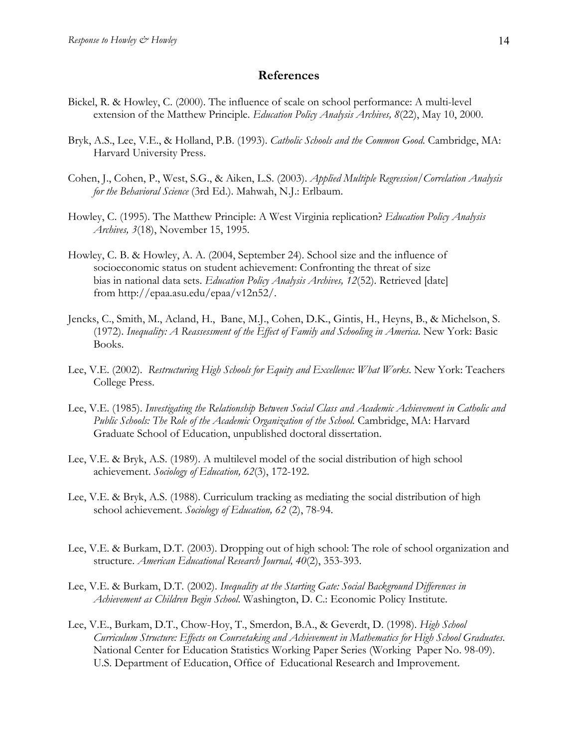## References

Bickel, R. & Howley, C. (2000). The influence of scale on school performance: A multi-level extension of the Matthew Principle. *Education Policy Analysis Archives, 8*(22), May 10, 2000.

Bryk, A.S., Lee, V.E., & Holland, P.B. (1993). *Catholic Schools and the Common Good.* Cambridge, MA: Harvard University Press.

Cohen, J., Cohen, P., West, S.G., & Aiken, L.S. (2003). *Applied Multiple Regression/Correlation Analysis for the Behavioral Science* (3rd Ed.). Mahwah, N.J.: Erlbaum.

Howley, C. (1995). The Matthew Principle: A West Virginia replication? *Education Policy Analysis Archives, 3*(18), November 15, 1995.

Howley, C. B. & Howley, A. A. (2004, September 24). School size and the influence of socioeconomic status on student achievement: Confronting the threat of size bias in national data sets. *Education Policy Analysis Archives, 12*(52). Retrieved [date] from http://epaa.asu.edu/epaa/v12n52/.

Jencks, C., Smith, M., Acland, H., Bane, M.J., Cohen, D.K., Gintis, H., Heyns, B., & Michelson, S. (1972). *Inequality: A Reassessment of the Effect of Family and Schooling in America.* New York: Basic Books.

Lee, V.E. (2002). *Restructuring High Schools for Equity and Excellence: What Works.* New York: Teachers College Press.

Lee, V.E. (1985). *Investigating the Relationship Between Social Class and Academic Achievement in Catholic and Public Schools: The Role of the Academic Organization of the School.* Cambridge, MA: Harvard Graduate School of Education, unpublished doctoral dissertation.

Lee, V.E. & Bryk, A.S. (1989). A multilevel model of the social distribution of high school achievement. *Sociology of Education, 62*(3), 172-192.

Lee, V.E. & Bryk, A.S. (1988). Curriculum tracking as mediating the social distribution of high school achievement. *Sociology of Education, 62* (2), 78-94.

Lee, V.E. & Burkam, D.T. (2003). Dropping out of high school: The role of school organization and structure. *American Educational Research Journal, 40*(2), 353-393.

Lee, V.E. & Burkam, D.T. (2002). *Inequality at the Starting Gate: Social Background Differences in Achievement as Children Begin School.* Washington, D. C.: Economic Policy Institute.

Lee, V.E., Burkam, D.T., Chow-Hoy, T., Smerdon, B.A., & Geverdt, D. (1998). *High School Curriculum Structure: Effects on Coursetaking and Achievement in Mathematics for High School Graduates.* National Center for Education Statistics Working Paper Series (Working Paper No. 98-09). U.S. Department of Education, Office of Educational Research and Improvement.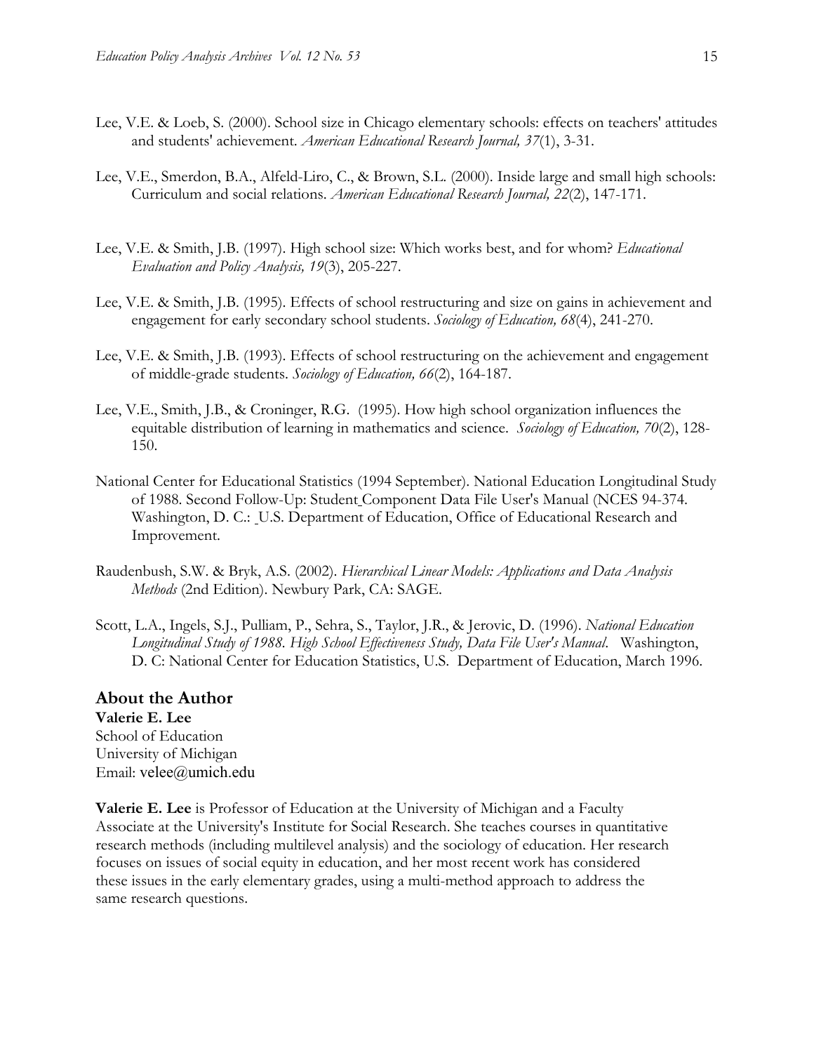Lee, V.E. & Loeb, S. (2000). School size in Chicago elementary schools: effects on teachers' attitudes and students' achievement. *American Educational Research Journal, 37*(1), 3-31.

Lee, V.E., Smerdon, B.A., Alfeld-Liro, C., & Brown, S.L. (2000). Inside large and small high schools: Curriculum and social relations. *American Educational Research Journal, 22*(2), 147-171.

Lee, V.E. & Smith, J.B. (1997). High school size: Which works best, and for whom? *Educational Evaluation and Policy Analysis, 19*(3), 205-227.

Lee, V.E. & Smith, J.B. (1995). Effects of school restructuring and size on gains in achievement and engagement for early secondary school students. *Sociology of Education, 68*(4), 241-270.

Lee, V.E. & Smith, J.B. (1993). Effects of school restructuring on the achievement and engagement of middle-grade students. *Sociology of Education, 66*(2), 164-187.

Lee, V.E., Smith, J.B., & Croninger, R.G. (1995). How high school organization influences the equitable distribution of learning in mathematics and science. *Sociology of Education, 70*(2), 128-150.

National Center for Educational Statistics (1994 September). National Education Longitudinal Study of 1988. Second Follow-Up: Student Component Data File User's Manual (NCES 94-374. Washington, D. C.: U.S. Department of Education, Office of Educational Research and Improvement.

Raudenbush, S.W. & Bryk, A.S. (2002). *Hierarchical Linear Models: Applications and Data Analysis Methods* (2nd Edition). Newbury Park, CA: SAGE.

Scott, L.A., Ingels, S.J., Pulliam, P., Sehra, S., Taylor, J.R., & Jerovic, D. (1996). *National Education Longitudinal Study of 1988. High School Effectiveness Study, Data File User's Manual.* Washington, D. C: National Center for Education Statistics, U.S. Department of Education, March 1996.

## About the Author

**Valerie E. Lee**
School of Education
University of Michigan
Email: velee@umich.edu

**Valerie E. Lee** is Professor of Education at the University of Michigan and a Faculty Associate at the University's Institute for Social Research. She teaches courses in quantitative research methods (including multilevel analysis) and the sociology of education. Her research focuses on issues of social equity in education, and her most recent work has considered these issues in the early elementary grades, using a multi-method approach to address the same research questions.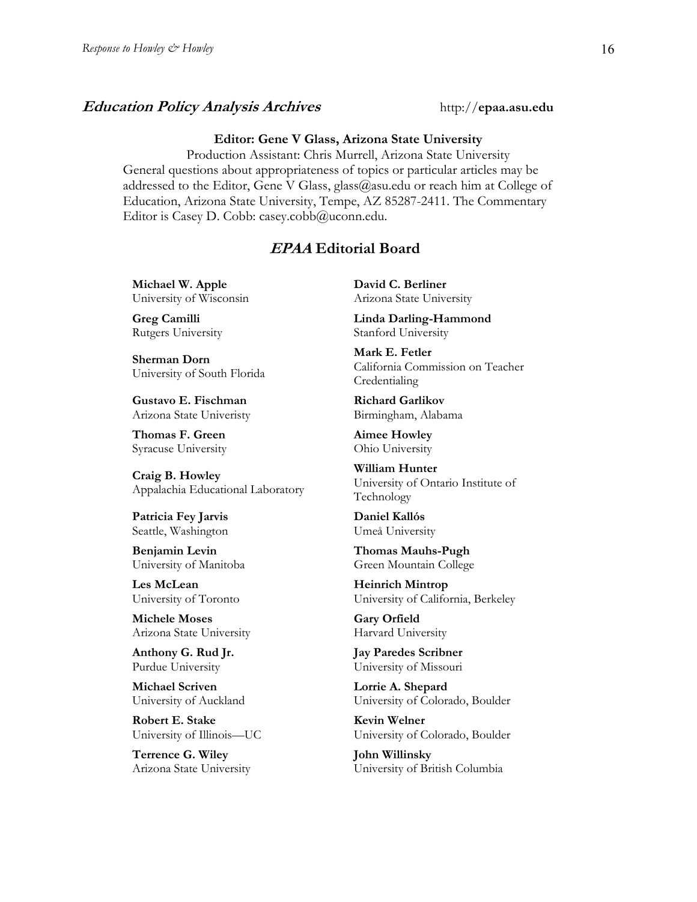## *Education Policy Analysis Archives* http://**epaa.asu.edu**

**Editor: Gene V Glass, Arizona State University**

Production Assistant: Chris Murrell, Arizona State University

General questions about appropriateness of topics or particular articles may be addressed to the Editor, Gene V Glass, glass@asu.edu or reach him at College of Education, Arizona State University, Tempe, AZ 85287-2411. The Commentary Editor is Casey D. Cobb: casey.cobb@uconn.edu.

### *EPAA* Editorial Board

**Michael W. Apple**
University of Wisconsin

**David C. Berliner**
Arizona State University

**Greg Camilli**
Rutgers University

**Linda Darling-Hammond**
Stanford University

**Sherman Dorn**
University of South Florida

**Mark E. Fetler**
California Commission on Teacher Credentialing

**Gustavo E. Fischman**
Arizona State Univeristy

**Richard Garlikov**
Birmingham, Alabama

**Thomas F. Green**
Syracuse University

**Aimee Howley**
Ohio University

**Craig B. Howley**
Appalachia Educational Laboratory

**William Hunter**
University of Ontario Institute of Technology

**Patricia Fey Jarvis**
Seattle, Washington

**Daniel Kallós**
Umeå University

**Benjamin Levin**
University of Manitoba

**Thomas Mauhs-Pugh**
Green Mountain College

**Les McLean**
University of Toronto

**Heinrich Mintrop**
University of California, Berkeley

**Michele Moses**
Arizona State University

**Gary Orfield**
Harvard University

**Anthony G. Rud Jr.**
Purdue University

**Jay Paredes Scribner**
University of Missouri

**Michael Scriven**
University of Auckland

**Lorrie A. Shepard**
University of Colorado, Boulder

**Robert E. Stake**
University of Illinois—UC

**Kevin Welner**
University of Colorado, Boulder

**Terrence G. Wiley**
Arizona State University

**John Willinsky**
University of British Columbia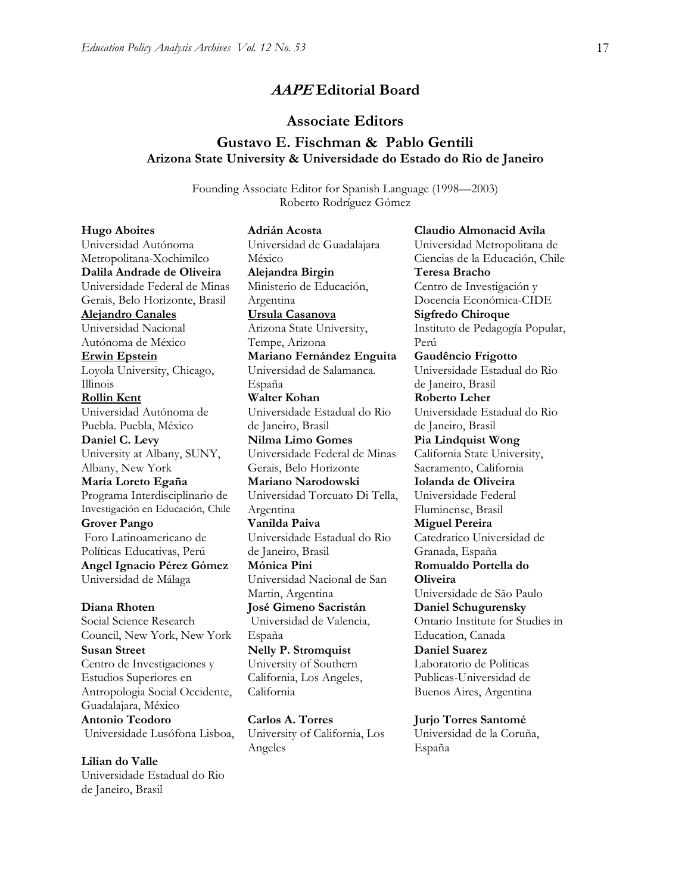## *AAPE* Editorial Board

### Associate Editors

### Gustavo E. Fischman & Pablo Gentili

**Arizona State University & Universidade do Estado do Rio de Janeiro**

Founding Associate Editor for Spanish Language (1998—2003)
Roberto Rodríguez Gómez

**Hugo Aboites**
Universidad Autónoma Metropolitana-Xochimilco

**Dalila Andrade de Oliveira**
Universidade Federal de Minas Gerais, Belo Horizonte, Brasil

**Alejandro Canales**
Universidad Nacional Autónoma de México

**Erwin Epstein**
Loyola University, Chicago, Illinois

**Rollin Kent**
Universidad Autónoma de Puebla. Puebla, México

**Daniel C. Levy**
University at Albany, SUNY, Albany, New York

**María Loreto Egaña**
Programa Interdisciplinario de Investigación en Educación, Chile

**Grover Pango**
Foro Latinoamericano de Políticas Educativas, Perú

**Angel Ignacio Pérez Gómez**
Universidad de Málaga

**Diana Rhoten**
Social Science Research Council, New York, New York

**Susan Street**
Centro de Investigaciones y Estudios Superiores en Antropologia Social Occidente, Guadalajara, México

**Antonio Teodoro**
Universidade Lusófona Lisboa,

**Lilian do Valle**
Universidade Estadual do Rio de Janeiro, Brasil

**Adrián Acosta**
Universidad de Guadalajara México

**Alejandra Birgin**
Ministerio de Educación, Argentina

**Ursula Casanova**
Arizona State University, Tempe, Arizona

**Mariano Fernández Enguita**
Universidad de Salamanca. España

**Walter Kohan**
Universidade Estadual do Rio de Janeiro, Brasil

**Nilma Limo Gomes**
Universidade Federal de Minas Gerais, Belo Horizonte

**Mariano Narodowski**
Universidad Torcuato Di Tella, Argentina

**Vanilda Paiva**
Universidade Estadual do Rio de Janeiro, Brasil

**Mónica Pini**
Universidad Nacional de San Martin, Argentina

**José Gimeno Sacristán**
Universidad de Valencia, España

**Nelly P. Stromquist**
University of Southern California, Los Angeles, California

**Carlos A. Torres**
University of California, Los Angeles

**Claudio Almonacid Avila**
Universidad Metropolitana de Ciencias de la Educación, Chile

**Teresa Bracho**
Centro de Investigación y Docencia Económica-CIDE

**Sigfredo Chiroque**
Instituto de Pedagogía Popular, Perú

**Gaudêncio Frigotto**
Universidade Estadual do Rio de Janeiro, Brasil

**Roberto Leher**
Universidade Estadual do Rio de Janeiro, Brasil

**Pia Lindquist Wong**
California State University, Sacramento, California

**Iolanda de Oliveira**
Universidade Federal Fluminense, Brasil

**Miguel Pereira**
Catedratico Universidad de Granada, España

**Romualdo Portella do Oliveira**
Universidade de São Paulo

**Daniel Schugurensky**
Ontario Institute for Studies in Education, Canada

**Daniel Suarez**
Laboratorio de Politicas Publicas-Universidad de Buenos Aires, Argentina

**Jurjo Torres Santomé**
Universidad de la Coruña, España